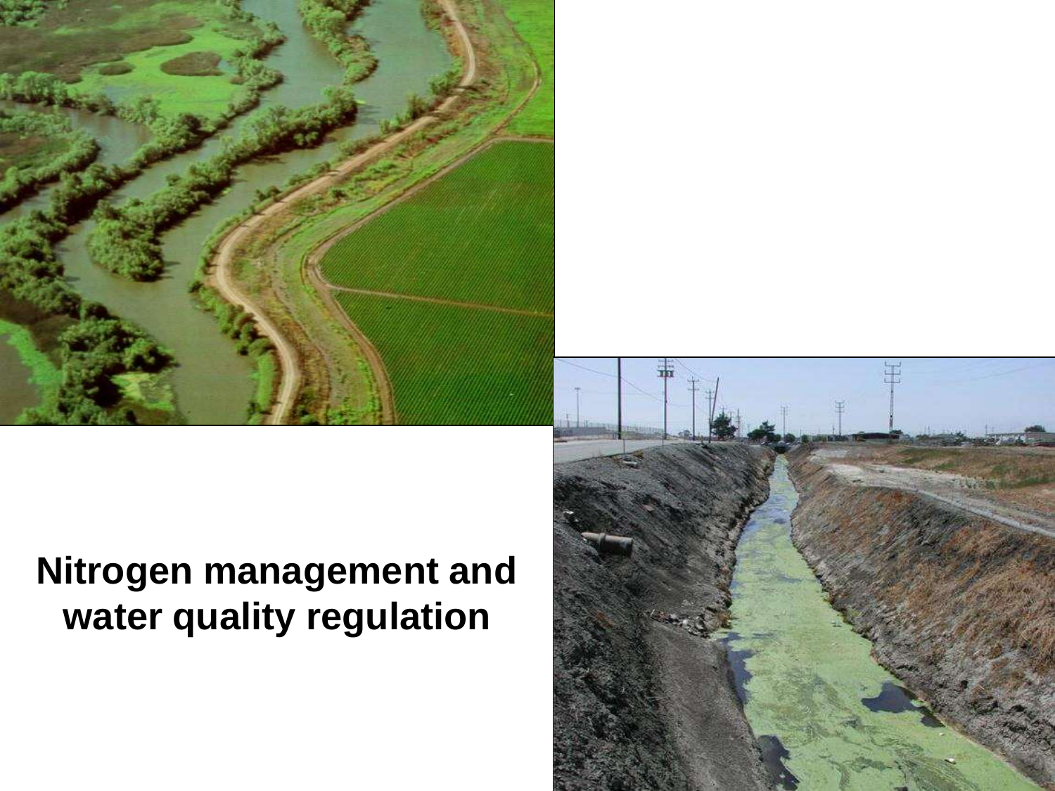**Nitrogen management and water quality regulation**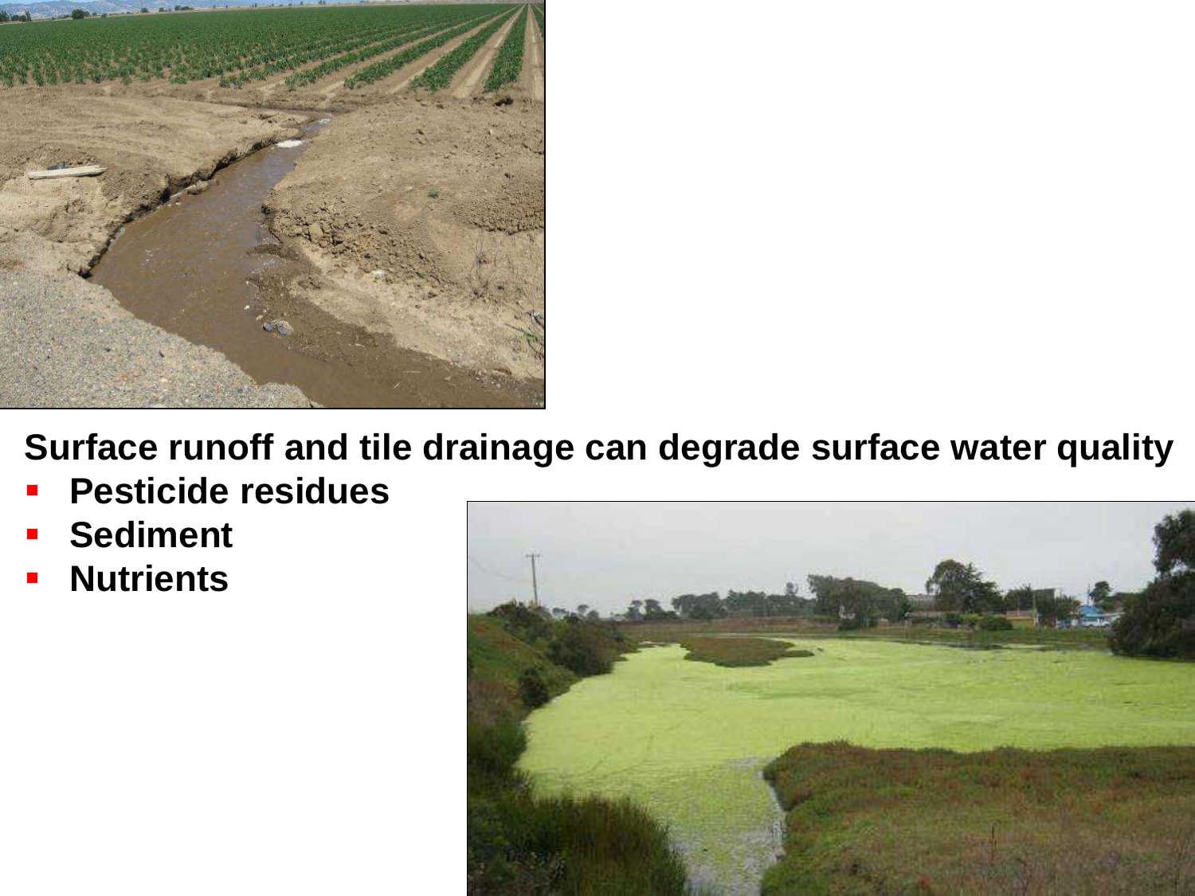**Surface runoff and tile drainage can degrade surface water quality**

- **Pesticide residues**
- **Sediment**
- **Nutrients**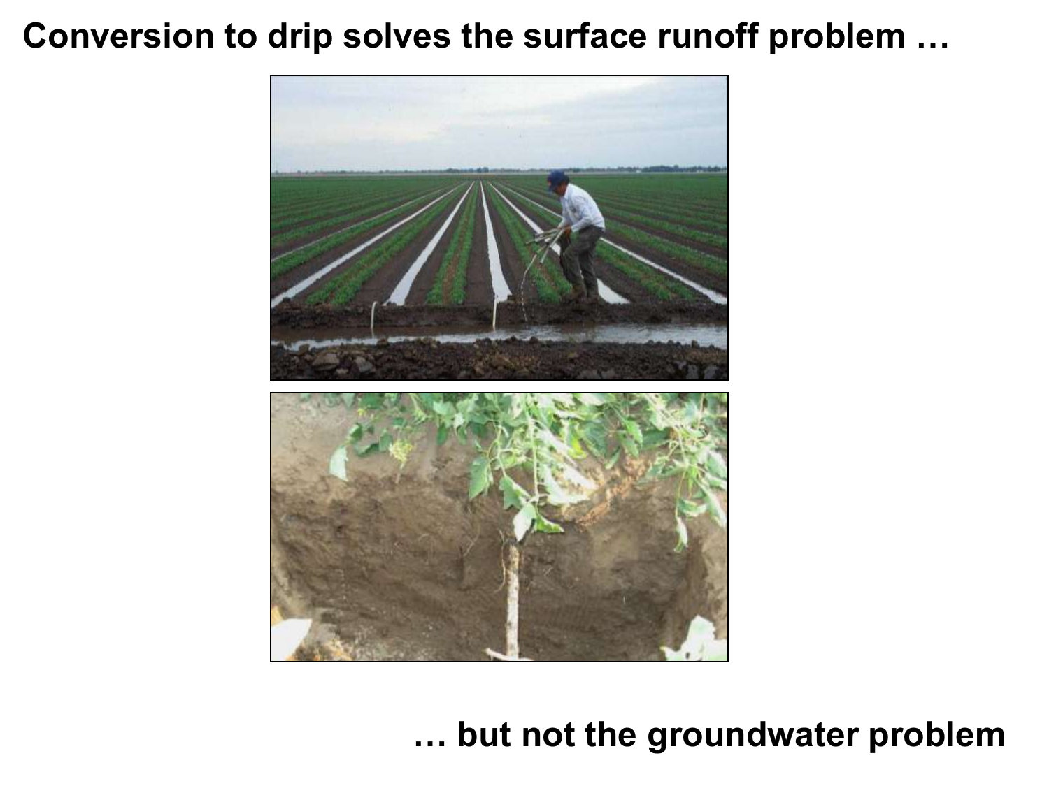# Conversion to drip solves the surface runoff problem …

… but not the groundwater problem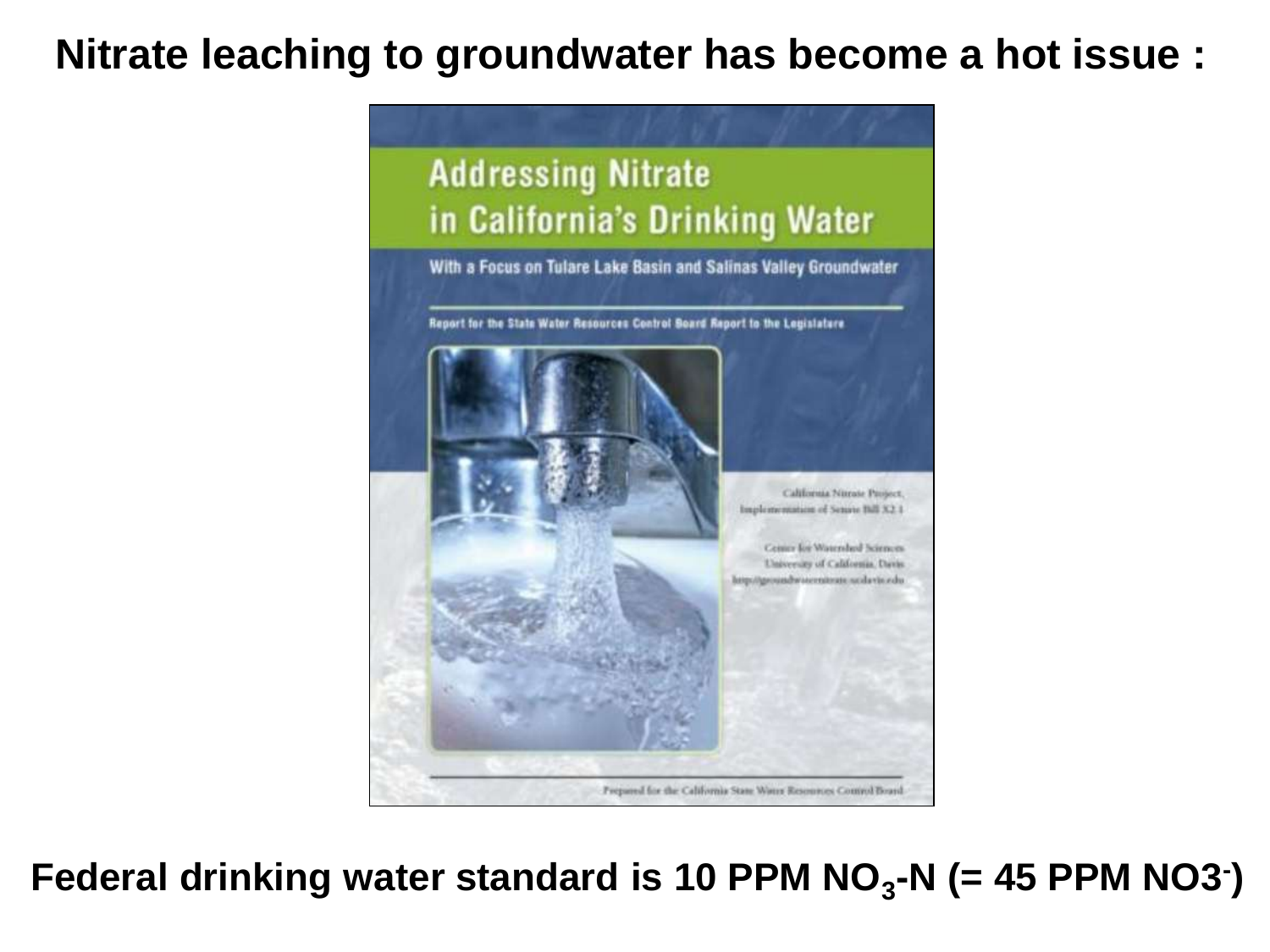**Nitrate leaching to groundwater has become a hot issue :**

Addressing Nitrate in California's Drinking Water

With a Focus on Tulare Lake Basin and Salinas Valley Groundwater

Report for the State Water Resources Control Board Report to the Legislature

California Nitrate Project, Implementation of Senate Bill X2 1

Center for Watershed Sciences University of California, Davis http://groundwaternitrate.ucdavis.edu

Prepared for the California State Water Resources Control Board

**Federal drinking water standard is 10 PPM $NO_3$-N (= 45 PPM $NO3^-$)**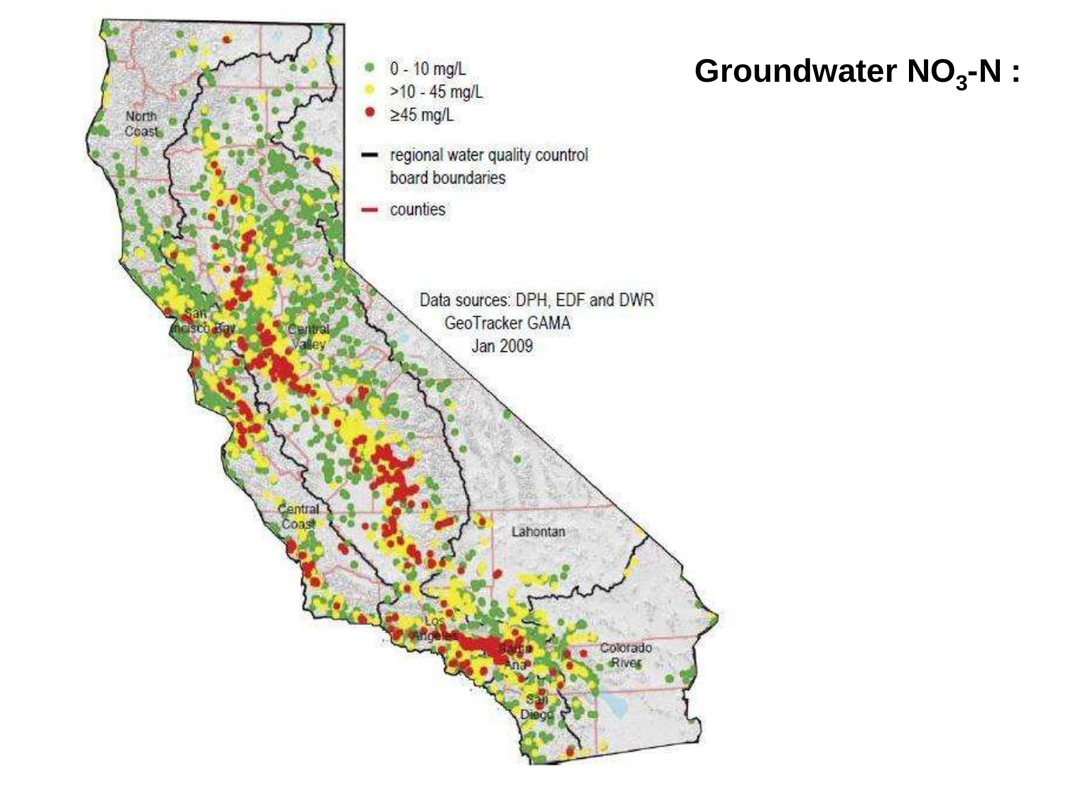**Groundwater $NO_3$-N :**

- 0 - 10 mg/L
- >10 - 45 mg/L
- ≥45 mg/L
- regional water quality countrol board boundaries
- counties

Data sources: DPH, EDF and DWR
GeoTracker GAMA
Jan 2009

North Coast
San Francisco Bay
Central Valley
Central Coast
Lahontan
Los Angeles
Santa Ana
San Diego
Colorado River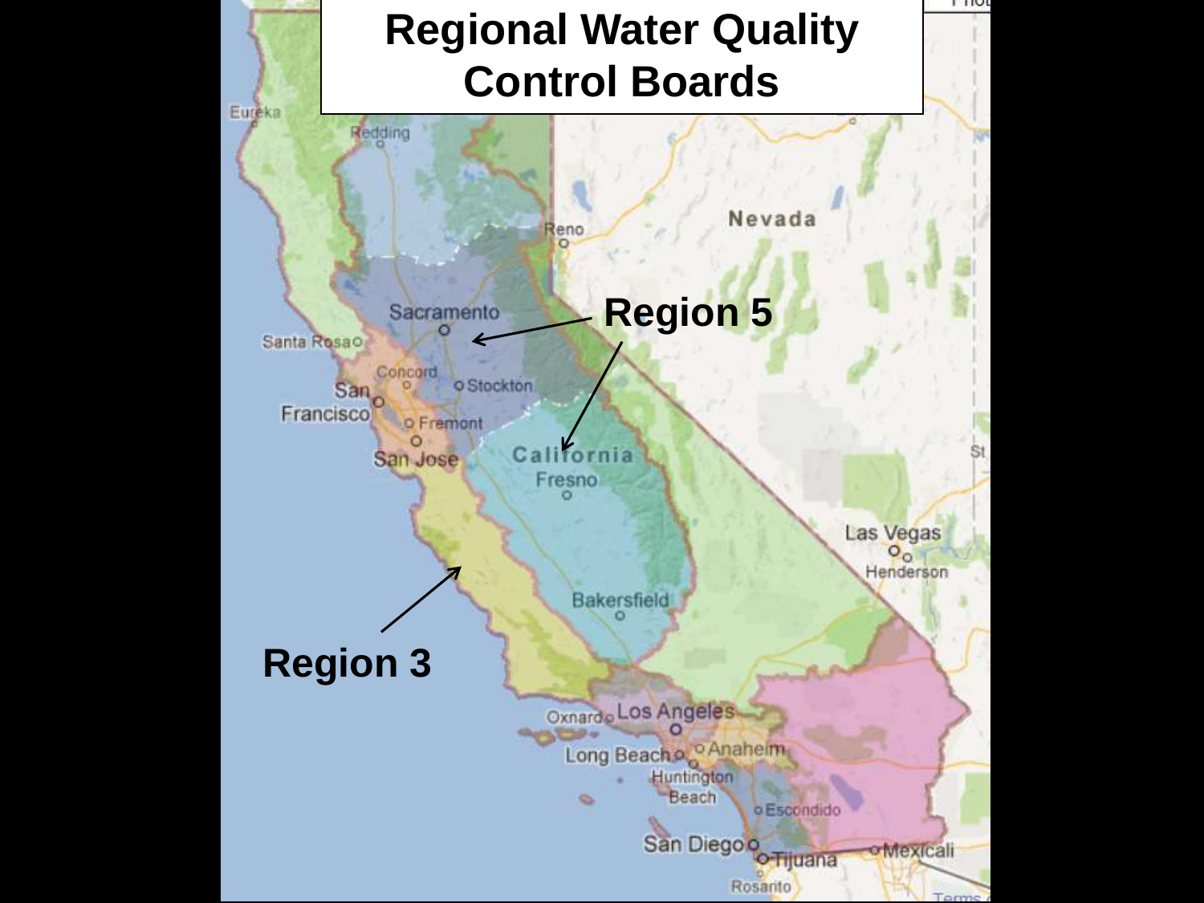# Regional Water Quality Control Boards

Region 5

Region 3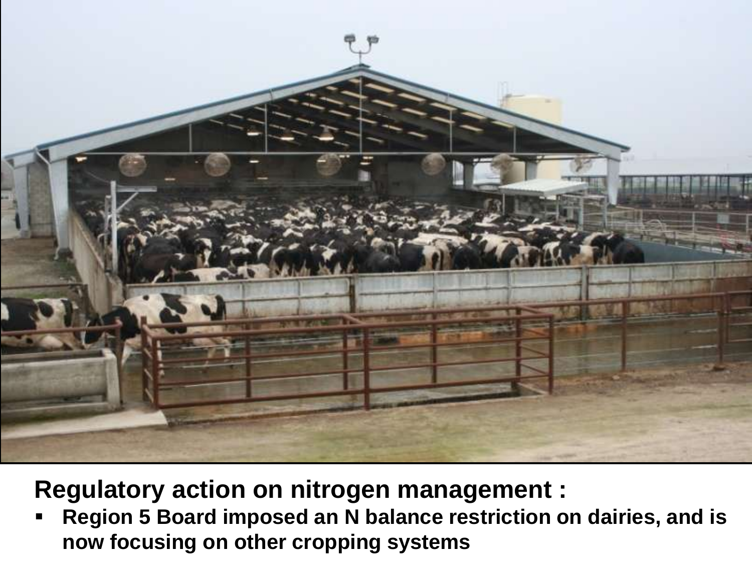**Regulatory action on nitrogen management :**

- **Region 5 Board imposed an N balance restriction on dairies, and is now focusing on other cropping systems**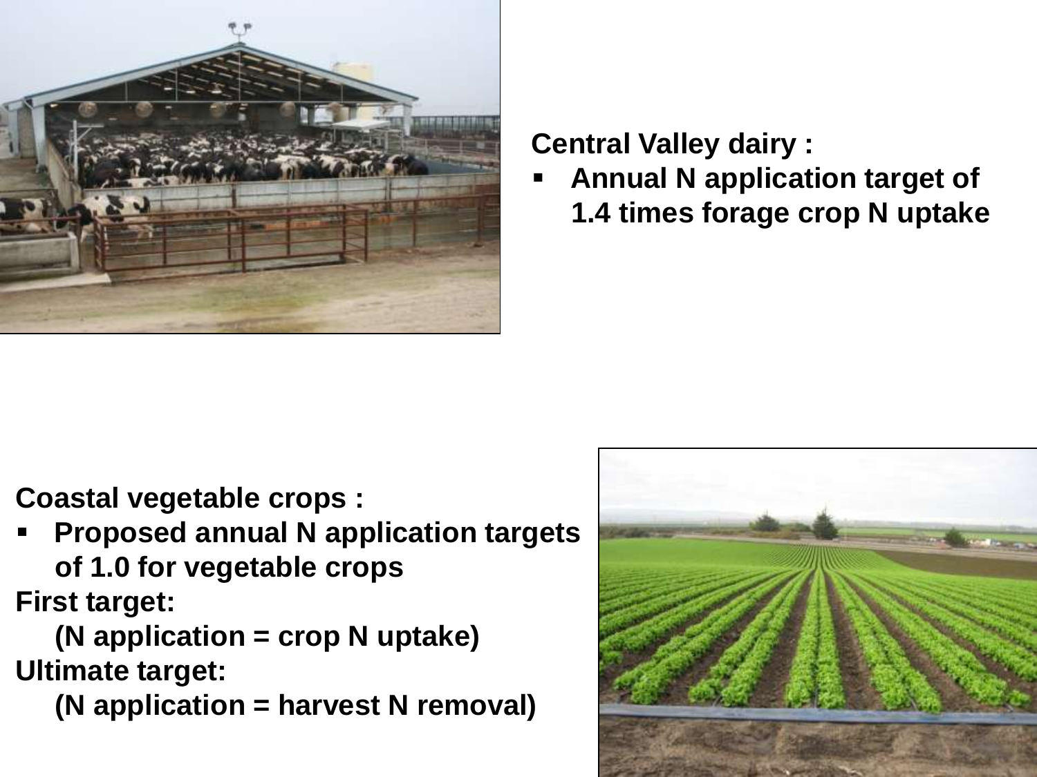**Central Valley dairy :**

- **Annual N application target of 1.4 times forage crop N uptake**

**Coastal vegetable crops :**

- **Proposed annual N application targets of 1.0 for vegetable crops**

**First target:**

**(N application = crop N uptake)**

**Ultimate target:**

**(N application = harvest N removal)**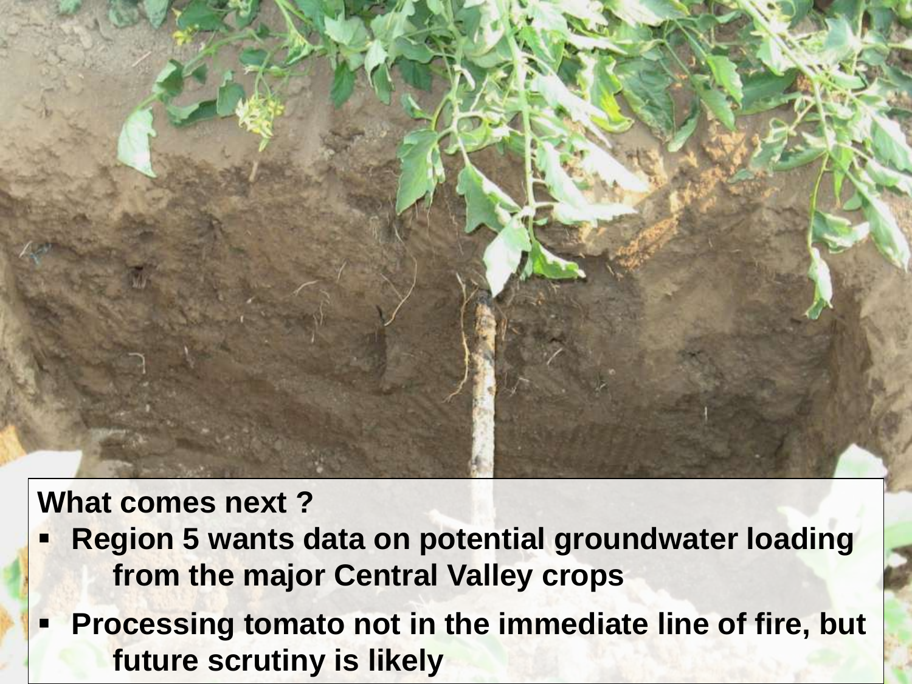**What comes next ?**

- **Region 5 wants data on potential groundwater loading from the major Central Valley crops**
- **Processing tomato not in the immediate line of fire, but future scrutiny is likely**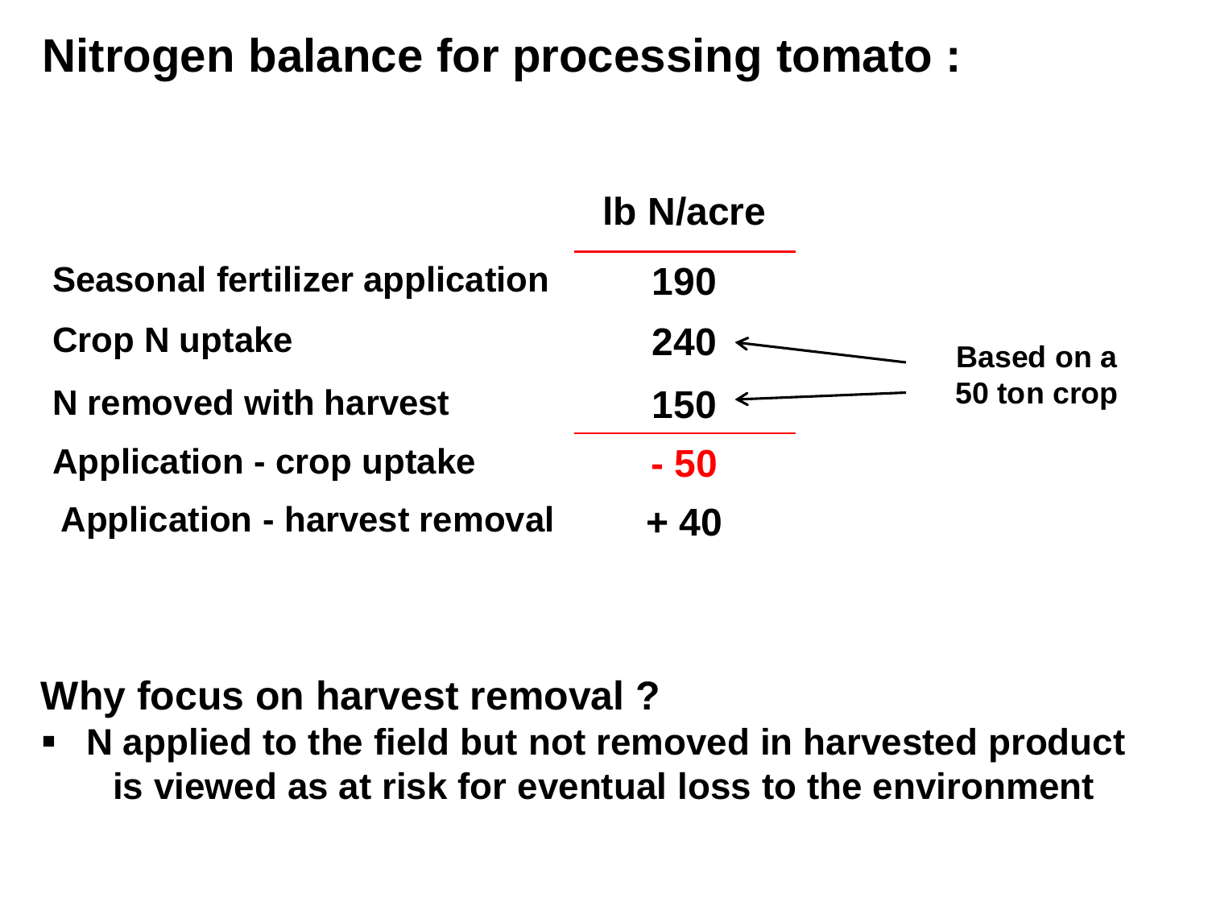# Nitrogen balance for processing tomato :

| | lb N/acre | |
|---|---|---|
| Seasonal fertilizer application | 190 | |
| Crop N uptake | 240 | Based on a 50 ton crop |
| N removed with harvest | 150 | Based on a 50 ton crop |
| Application - crop uptake | - 50 | |
| Application - harvest removal | + 40 | |

**Why focus on harvest removal ?**

- N applied to the field but not removed in harvested product is viewed as at risk for eventual loss to the environment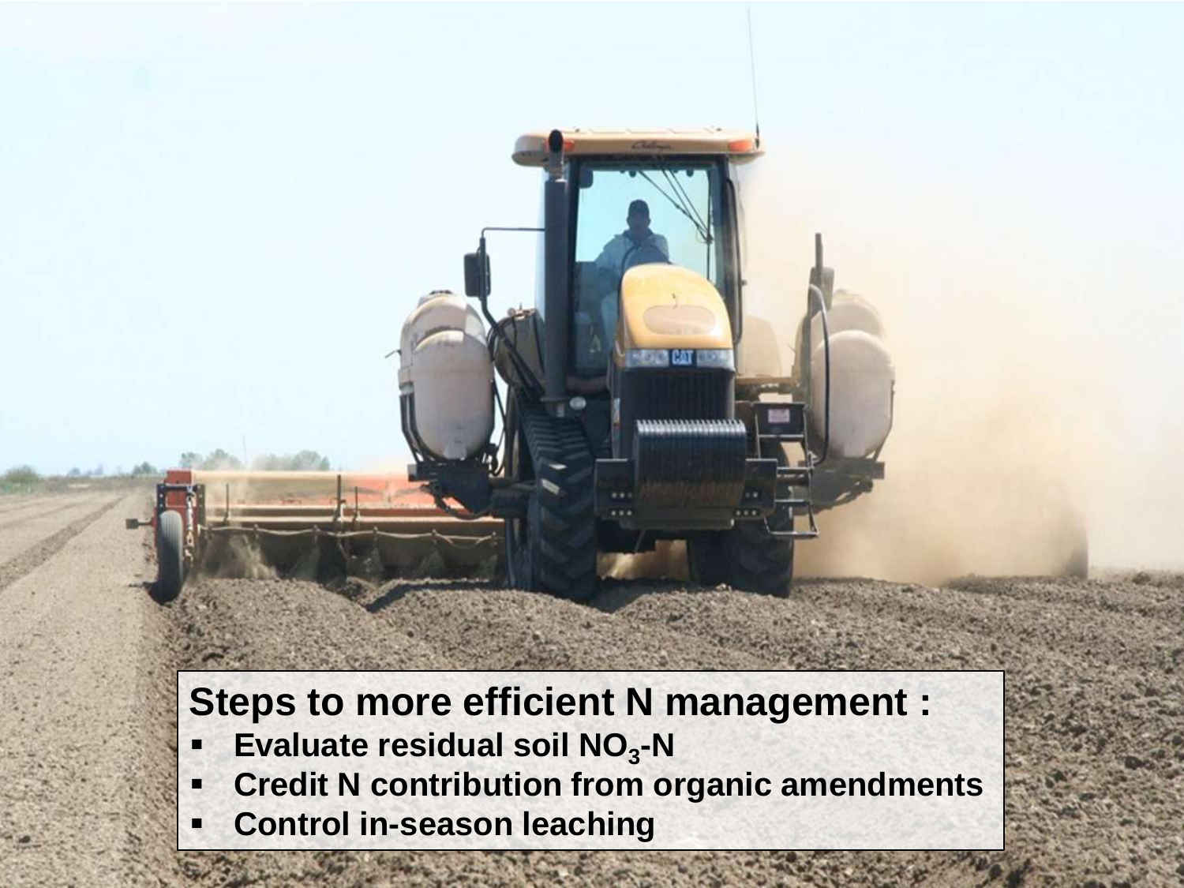**Steps to more efficient N management :**

- **Evaluate residual soil $NO_3$-N**
- **Credit N contribution from organic amendments**
- **Control in-season leaching**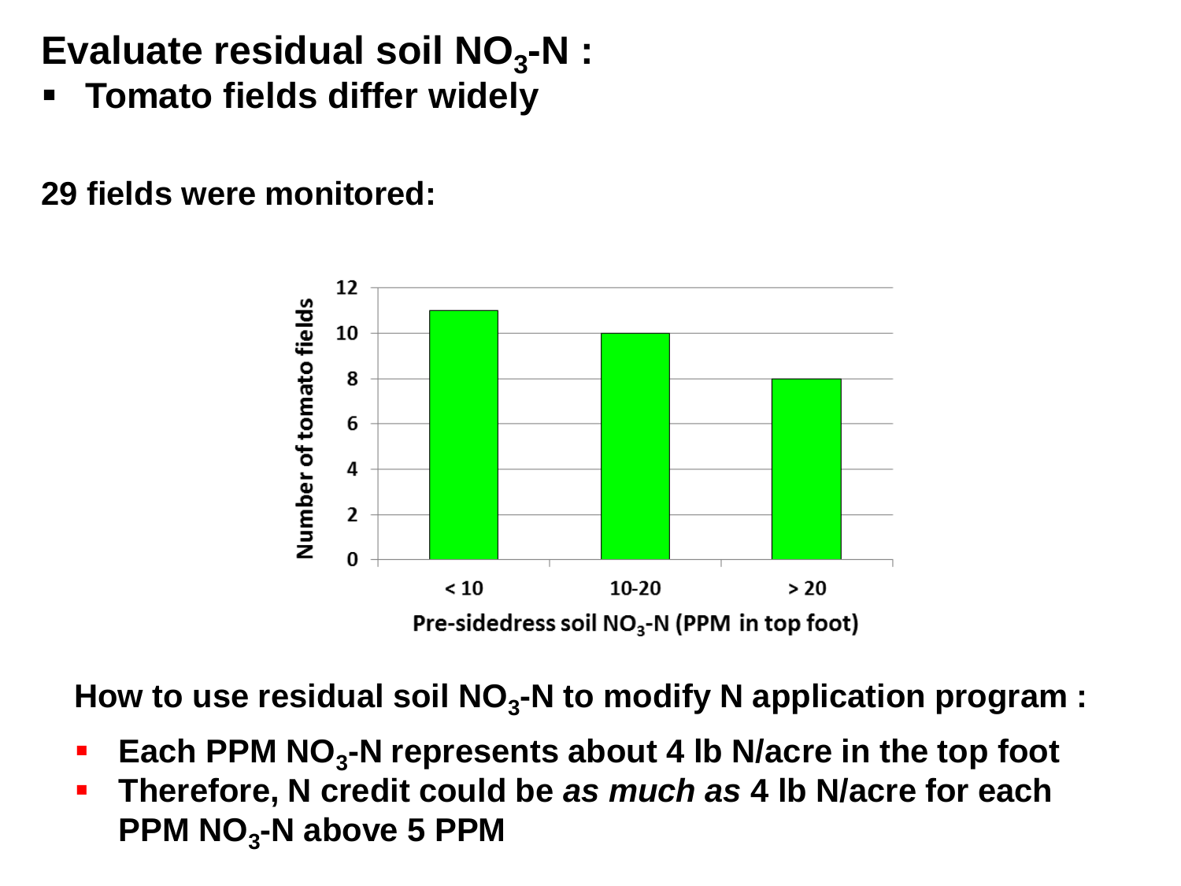# Evaluate residual soil $NO_3$-N :

- **Tomato fields differ widely**

**29 fields were monitored:**

| Pre-sidedress soil $NO_3$-N (PPM in top foot) | Number of tomato fields |
| --- | --- |
| < 10 | 11 |
| 10-20 | 10 |
| > 20 | 8 |

**How to use residual soil $NO_3$-N to modify N application program :**

- **Each PPM $NO_3$-N represents about 4 lb N/acre in the top foot**
- **Therefore, N credit could be *as much as* 4 lb N/acre for each PPM $NO_3$-N above 5 PPM**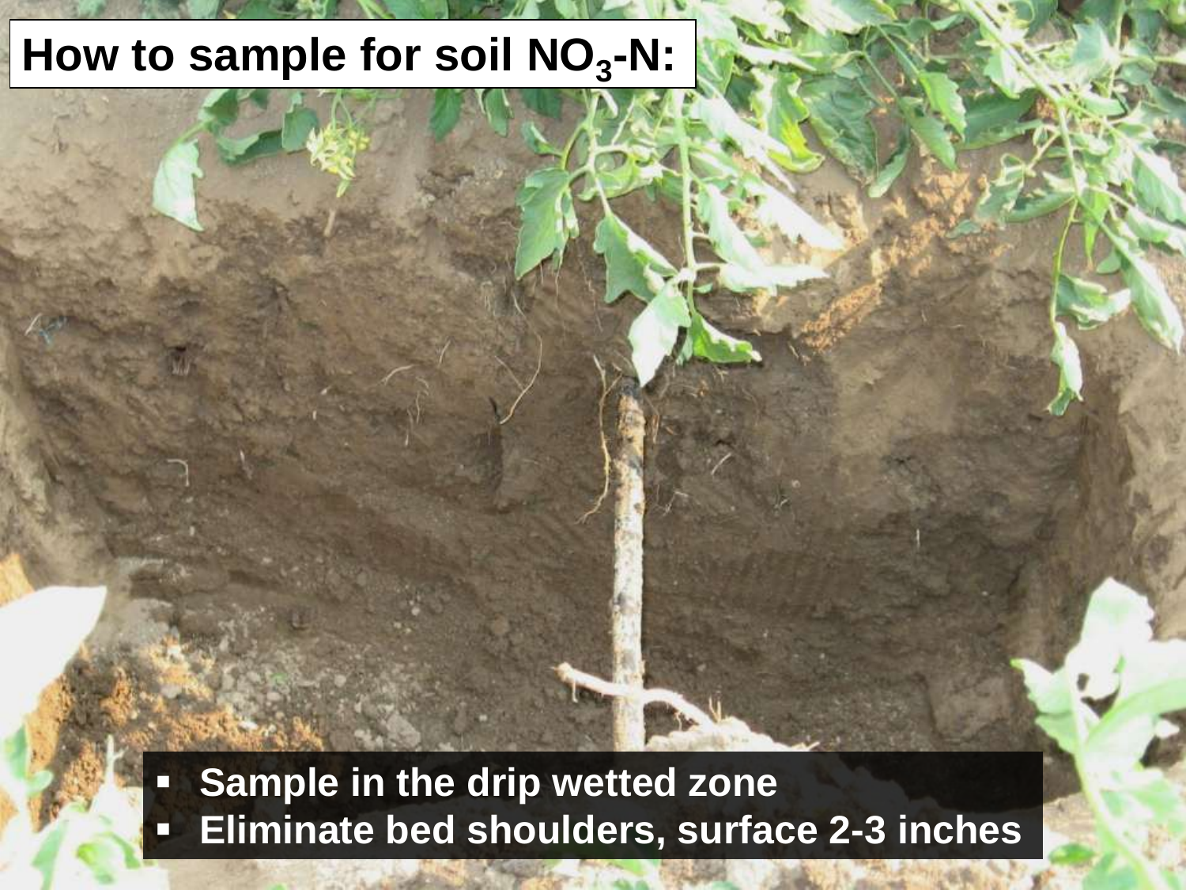# How to sample for soil $NO_3$-N:

- Sample in the drip wetted zone
- Eliminate bed shoulders, surface 2-3 inches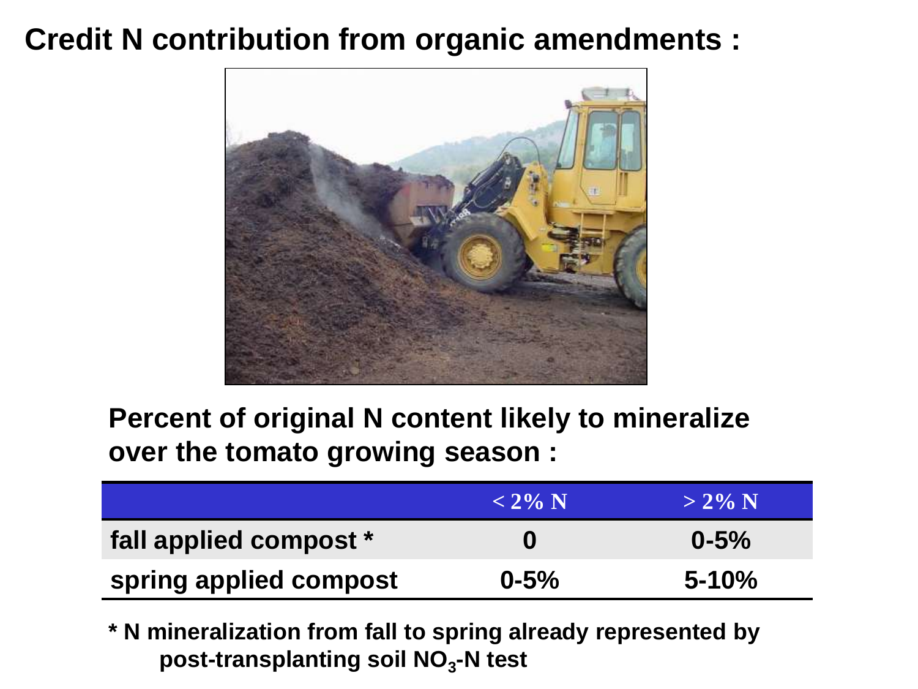# Credit N contribution from organic amendments :

**Percent of original N content likely to mineralize over the tomato growing season :**

| | < 2% N | > 2% N |
|---|---|---|
| fall applied compost * | 0 | 0-5% |
| spring applied compost | 0-5% | 5-10% |

\* N mineralization from fall to spring already represented by post-transplanting soil $NO_3$-N test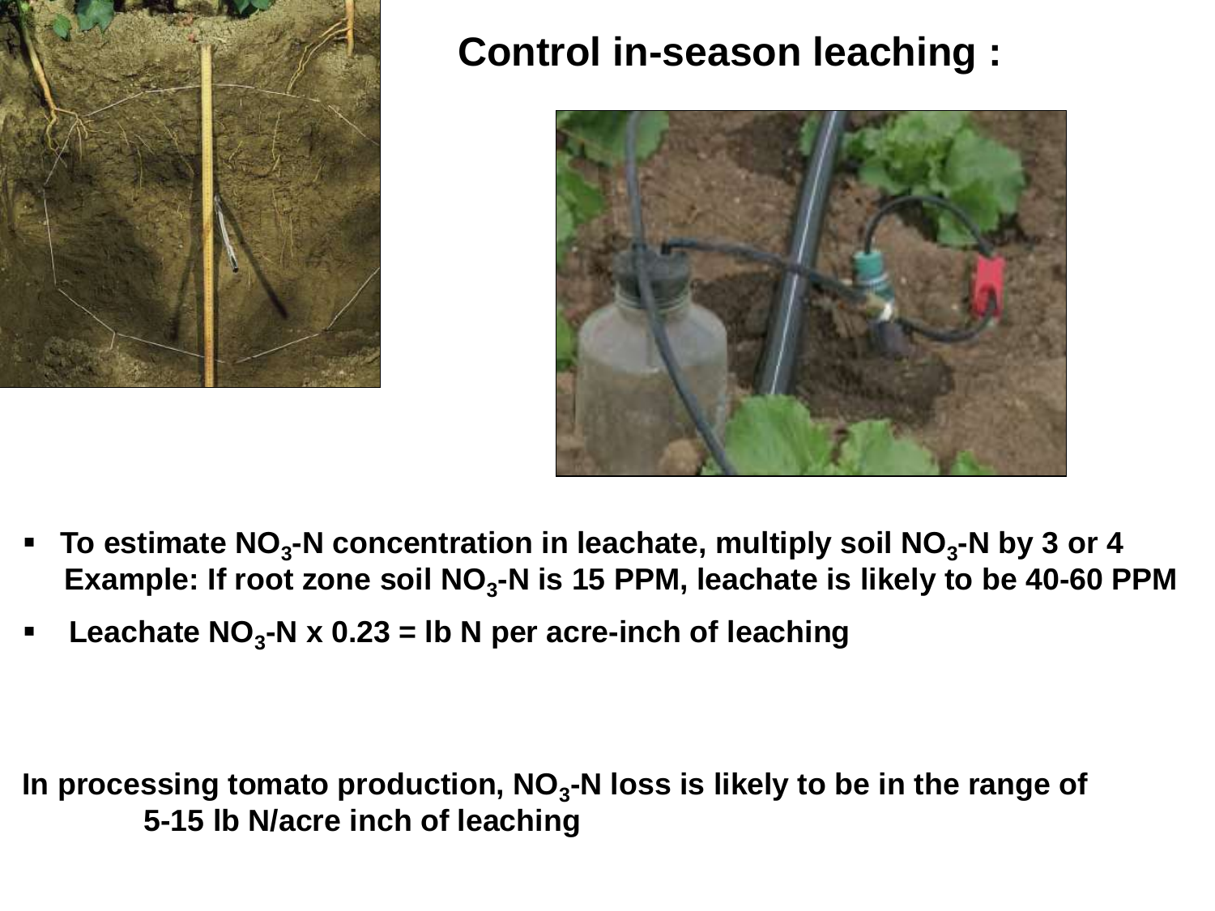# Control in-season leaching :

- To estimate $NO_3$-N concentration in leachate, multiply soil $NO_3$-N by 3 or 4
  Example: If root zone soil $NO_3$-N is 15 PPM, leachate is likely to be 40-60 PPM
- Leachate $NO_3$-N x 0.23 = lb N per acre-inch of leaching

**In processing tomato production, $NO_3$-N loss is likely to be in the range of 5-15 lb N/acre inch of leaching**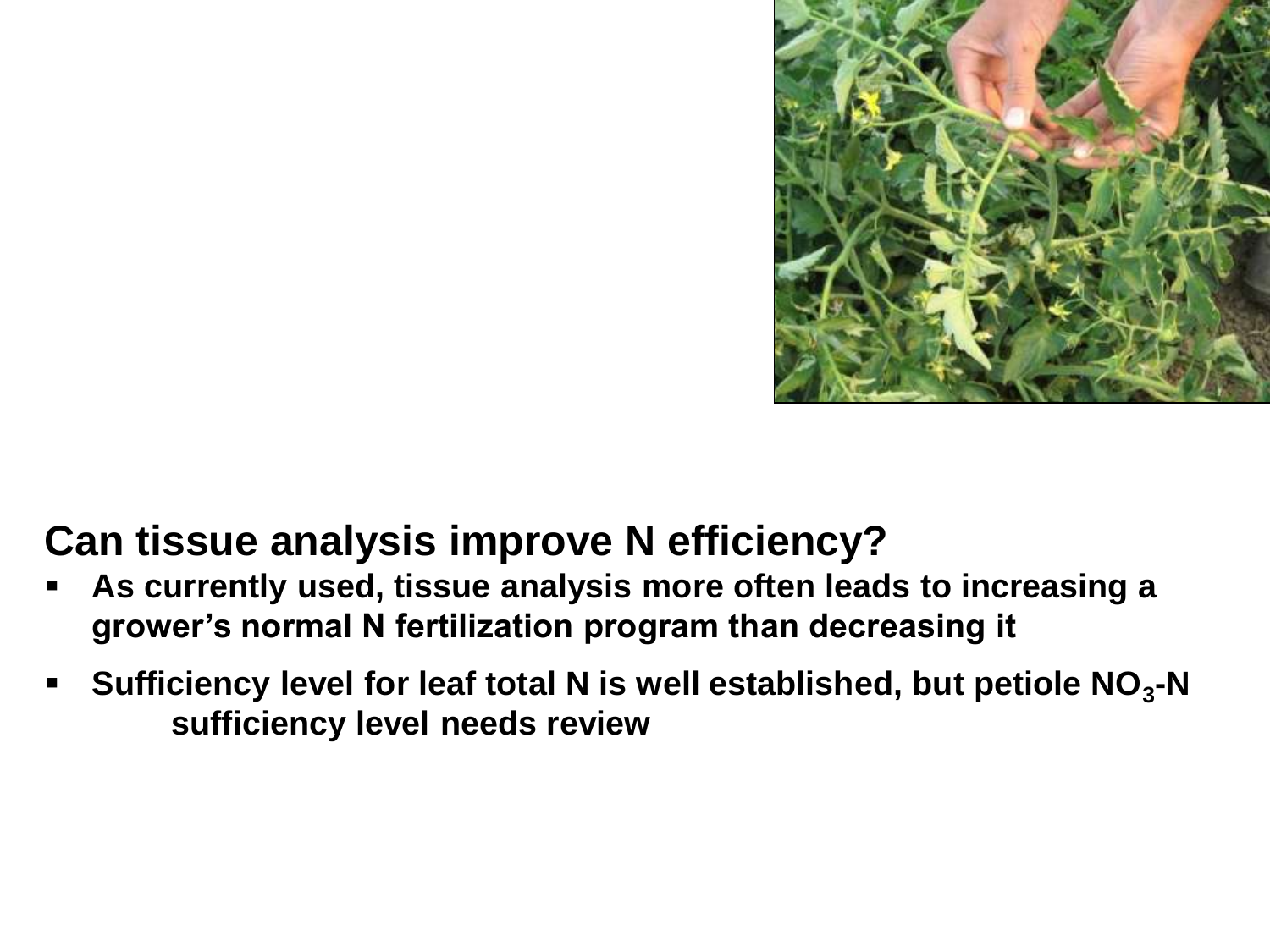## Can tissue analysis improve N efficiency?

- As currently used, tissue analysis more often leads to increasing a grower's normal N fertilization program than decreasing it
- Sufficiency level for leaf total N is well established, but petiole $NO_3$-N sufficiency level needs review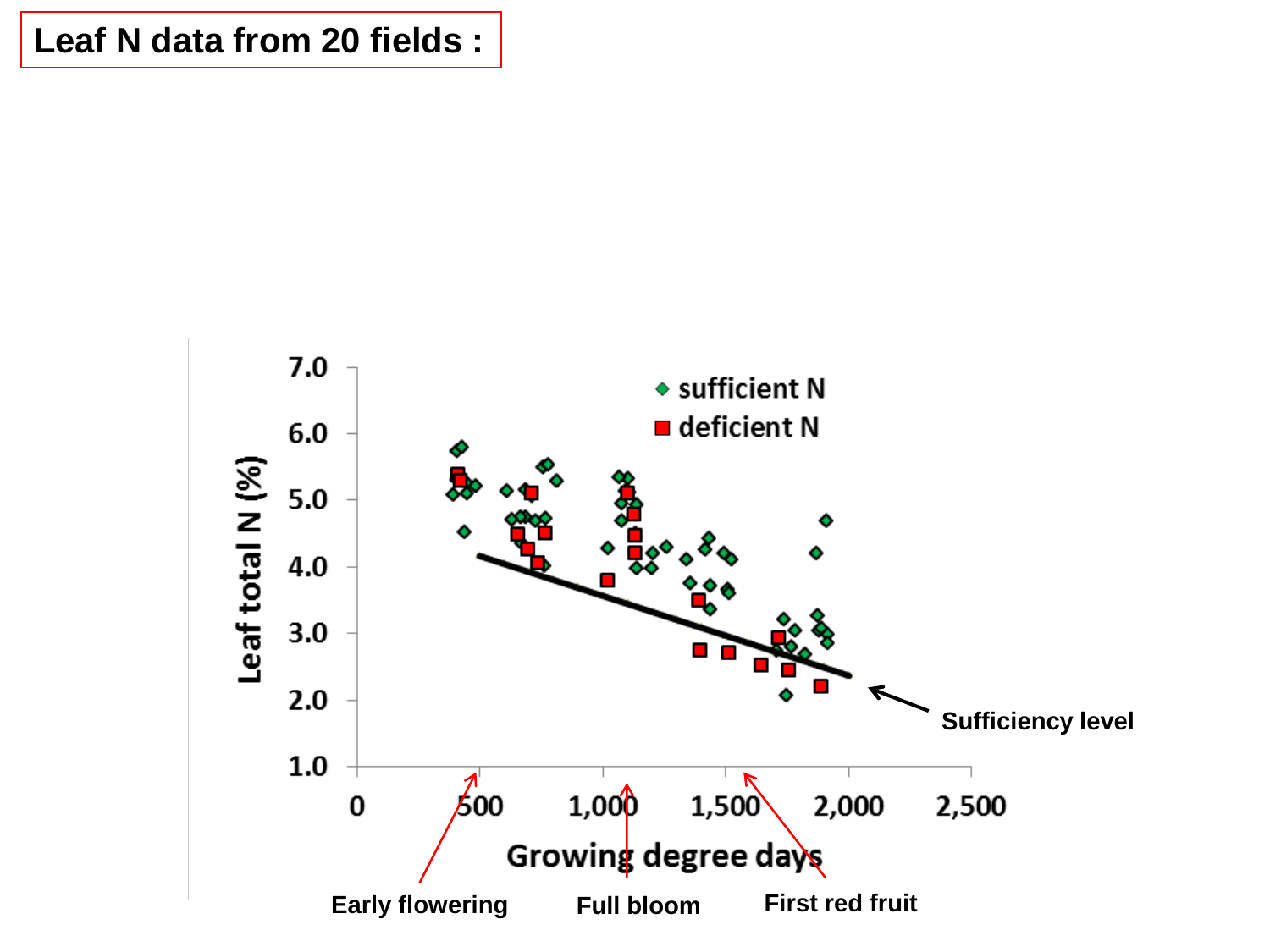# Leaf N data from 20 fields :

Leaf total N (%)

7.0
6.0
5.0
4.0
3.0
2.0
1.0

0 500 1,000 1,500 2,000 2,500

Growing degree days

◆ sufficient N
■ deficient N

Sufficiency level

Early flowering

Full bloom

First red fruit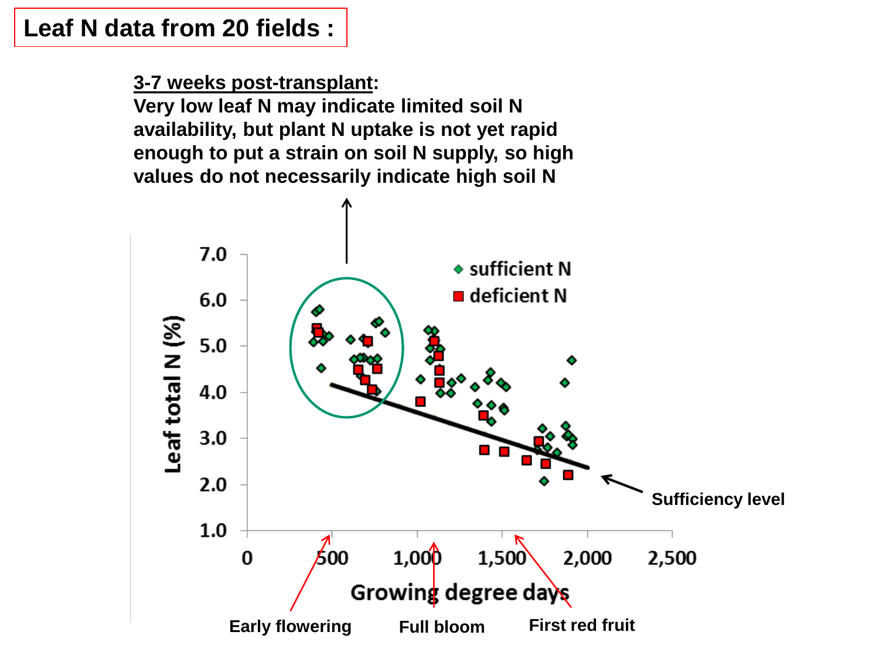# Leaf N data from 20 fields :

**3-7 weeks post-transplant:**
**Very low leaf N may indicate limited soil N availability, but plant N uptake is not yet rapid enough to put a strain on soil N supply, so high values do not necessarily indicate high soil N**

Leaf total N (%)

7.0
6.0
5.0
4.0
3.0
2.0
1.0

0 500 1,000 1,500 2,000 2,500

Growing degree days

◆ sufficient N
■ deficient N

**Sufficiency level**

**Early flowering** **Full bloom** **First red fruit**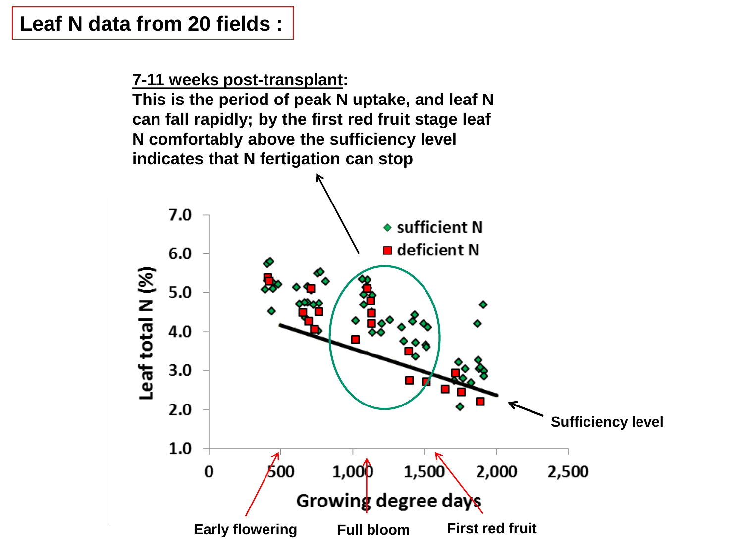# Leaf N data from 20 fields :

**7-11 weeks post-transplant:**
**This is the period of peak N uptake, and leaf N can fall rapidly; by the first red fruit stage leaf N comfortably above the sufficiency level indicates that N fertigation can stop**

Leaf total N (%)

7.0
6.0
5.0
4.0
3.0
2.0
1.0

0 500 1,000 1,500 2,000 2,500

Growing degree days

◆ sufficient N
■ deficient N

**Sufficiency level**

**Early flowering** **Full bloom** **First red fruit**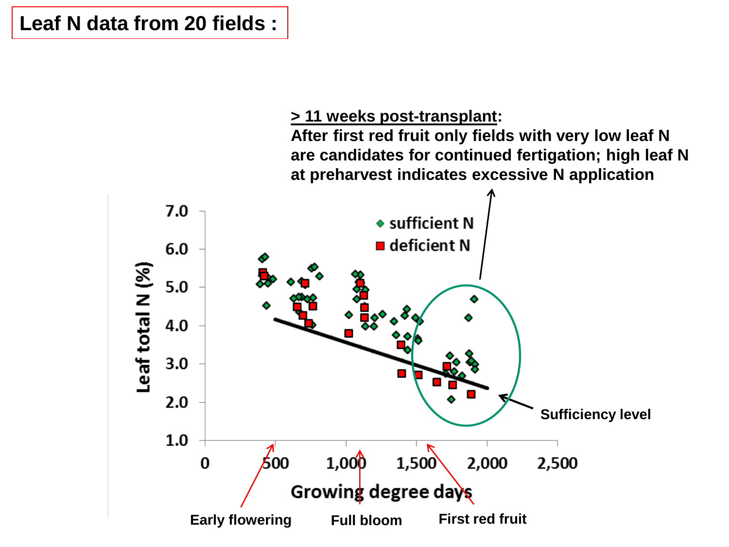# Leaf N data from 20 fields :

**> 11 weeks post-transplant:**
**After first red fruit only fields with very low leaf N are candidates for continued fertigation; high leaf N at preharvest indicates excessive N application**

Leaf total N (%)

7.0
6.0
5.0
4.0
3.0
2.0
1.0

◆ sufficient N
■ deficient N

Sufficiency level

0 500 1,000 1,500 2,000 2,500

Growing degree days

Early flowering

Full bloom

First red fruit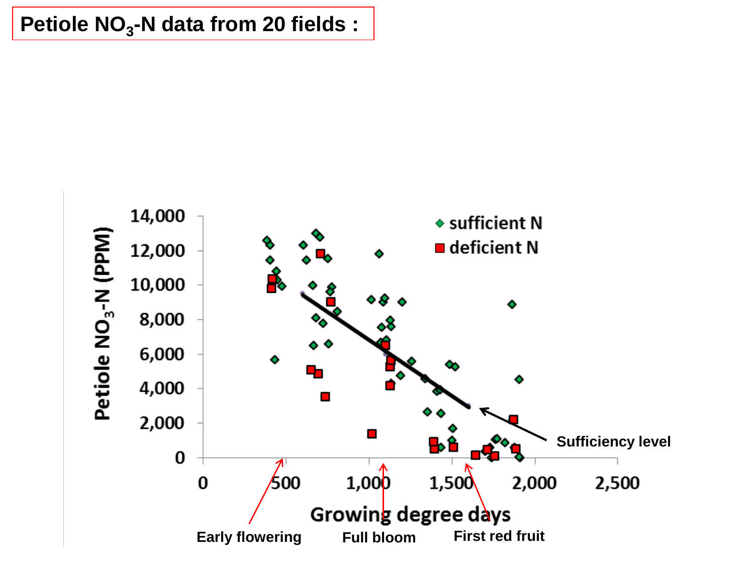# Petiole $NO_3$-N data from 20 fields :

Petiole $NO_3$-N (PPM)

14,000
12,000
10,000
8,000
6,000
4,000
2,000
0

0 500 1,000 1,500 2,000 2,500

Growing degree days

sufficient N
deficient N

Sufficiency level

Early flowering

Full bloom

First red fruit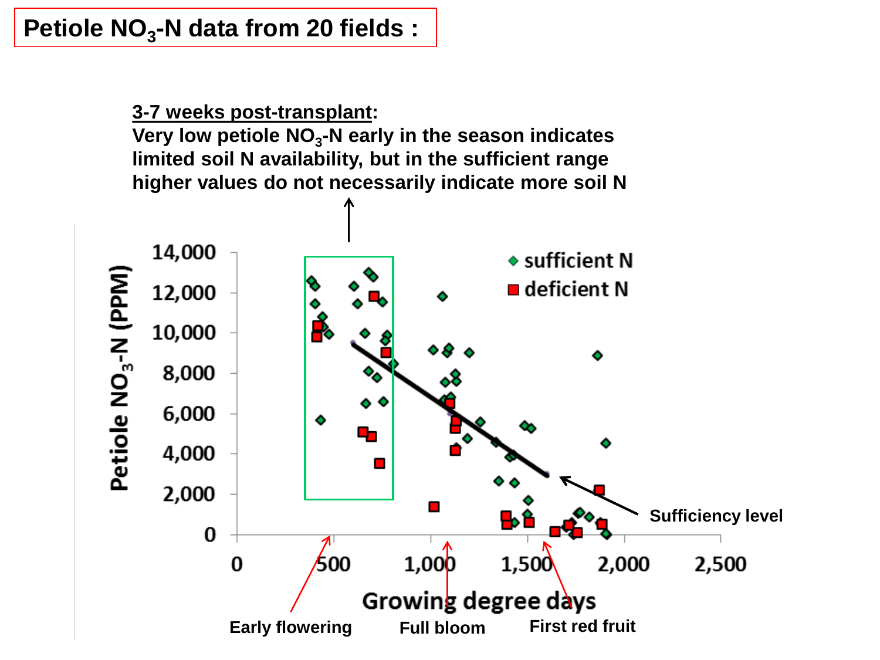# Petiole $NO_3$-N data from 20 fields :

**3-7 weeks post-transplant:**
**Very low petiole $NO_3$-N early in the season indicates limited soil N availability, but in the sufficient range higher values do not necessarily indicate more soil N**

Petiole $NO_3$-N (PPM)

14,000
12,000
10,000
8,000
6,000
4,000
2,000
0

0 500 1,000 1,500 2,000 2,500

Growing degree days

- sufficient N
- deficient N

Sufficiency level

Early flowering

Full bloom

First red fruit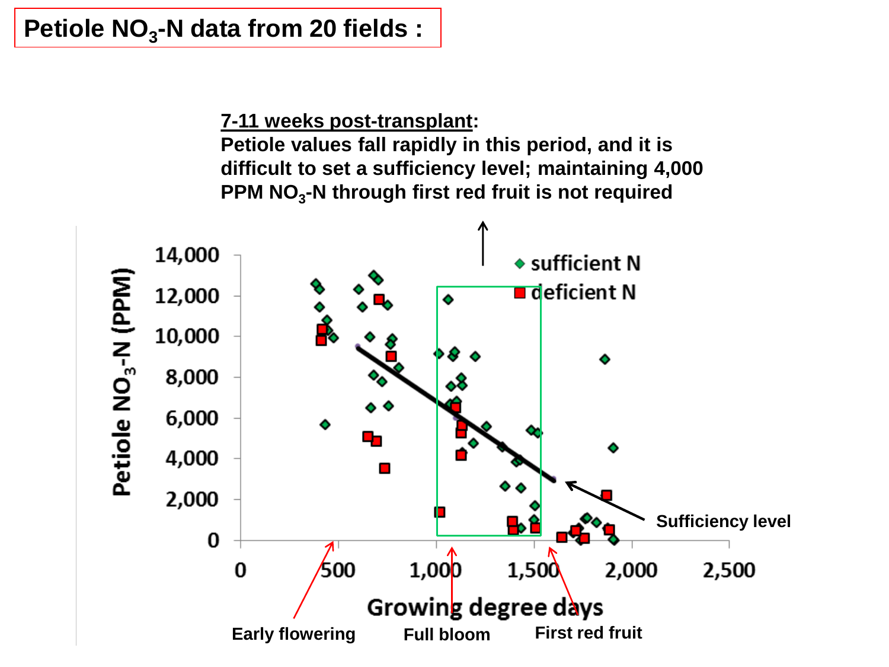# Petiole $NO_3$-N data from 20 fields :

**7-11 weeks post-transplant:**
**Petiole values fall rapidly in this period, and it is difficult to set a sufficiency level; maintaining 4,000 PPM $NO_3$-N through first red fruit is not required**

Petiole $NO_3$-N (PPM)

14,000
12,000
10,000
8,000
6,000
4,000
2,000
0

0 500 1,000 1,500 2,000 2,500

Growing degree days

◆ sufficient N
■ deficient N

Sufficiency level

Early flowering

Full bloom

First red fruit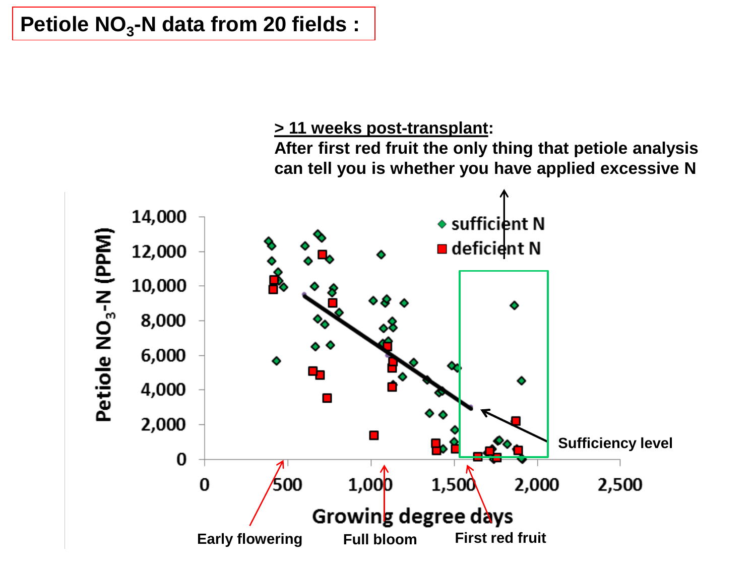# Petiole $NO_3$-N data from 20 fields :

**> 11 weeks post-transplant**:
**After first red fruit the only thing that petiole analysis can tell you is whether you have applied excessive N**

Petiole $NO_3$-N (PPM)

14,000
12,000
10,000
8,000
6,000
4,000
2,000
0

0 500 1,000 1,500 2,000 2,500

Growing degree days

◆ sufficient N
■ deficient N

Sufficiency level

Early flowering

Full bloom

First red fruit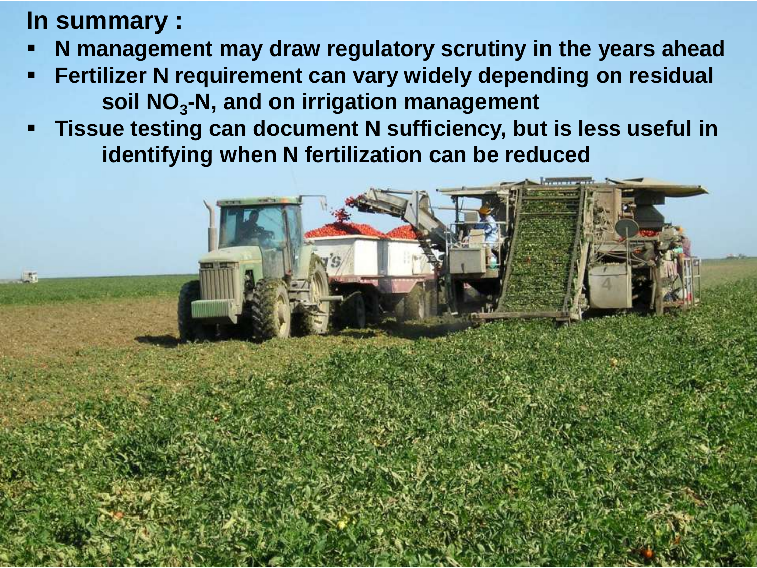**In summary :**

- N management may draw regulatory scrutiny in the years ahead
- Fertilizer N requirement can vary widely depending on residual soil $NO_3$-N, and on irrigation management
- Tissue testing can document N sufficiency, but is less useful in identifying when N fertilization can be reduced